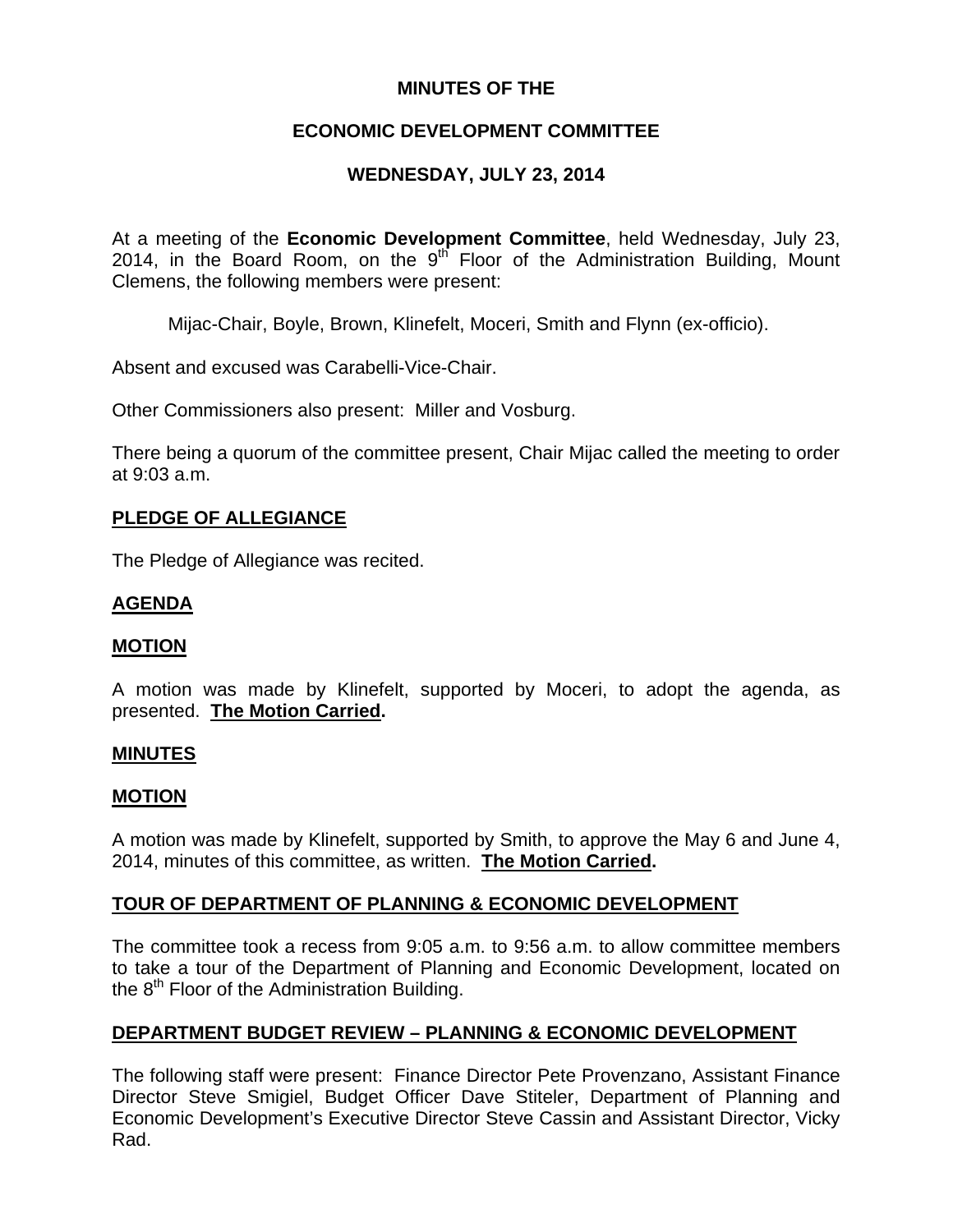**MINUTES OF THE**

**ECONOMIC DEVELOPMENT COMMITTEE**

**WEDNESDAY, JULY 23, 2014**

At a meeting of the **Economic Development Committee**, held Wednesday, July 23, 2014, in the Board Room, on the 9th Floor of the Administration Building, Mount Clemens, the following members were present:

Mijac-Chair, Boyle, Brown, Klinefelt, Moceri, Smith and Flynn (ex-officio).

Absent and excused was Carabelli-Vice-Chair.

Other Commissioners also present: Miller and Vosburg.

There being a quorum of the committee present, Chair Mijac called the meeting to order at 9:03 a.m.

**PLEDGE OF ALLEGIANCE**

The Pledge of Allegiance was recited.

**AGENDA**

**MOTION**

A motion was made by Klinefelt, supported by Moceri, to adopt the agenda, as presented. **The Motion Carried.**

**MINUTES**

**MOTION**

A motion was made by Klinefelt, supported by Smith, to approve the May 6 and June 4, 2014, minutes of this committee, as written. **The Motion Carried.**

**TOUR OF DEPARTMENT OF PLANNING & ECONOMIC DEVELOPMENT**

The committee took a recess from 9:05 a.m. to 9:56 a.m. to allow committee members to take a tour of the Department of Planning and Economic Development, located on the 8th Floor of the Administration Building.

**DEPARTMENT BUDGET REVIEW – PLANNING & ECONOMIC DEVELOPMENT**

The following staff were present: Finance Director Pete Provenzano, Assistant Finance Director Steve Smigiel, Budget Officer Dave Stiteler, Department of Planning and Economic Development's Executive Director Steve Cassin and Assistant Director, Vicky Rad.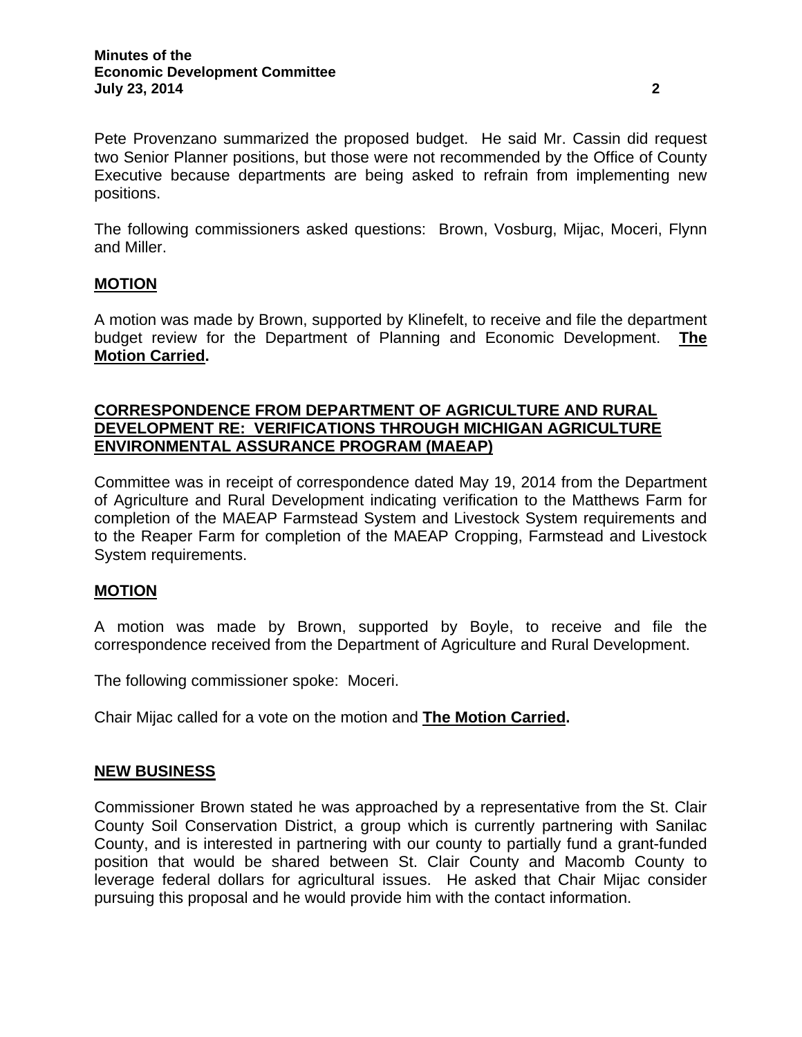Pete Provenzano summarized the proposed budget. He said Mr. Cassin did request two Senior Planner positions, but those were not recommended by the Office of County Executive because departments are being asked to refrain from implementing new positions.

The following commissioners asked questions: Brown, Vosburg, Mijac, Moceri, Flynn and Miller.

**MOTION**

A motion was made by Brown, supported by Klinefelt, to receive and file the department budget review for the Department of Planning and Economic Development. **The Motion Carried.**

## CORRESPONDENCE FROM DEPARTMENT OF AGRICULTURE AND RURAL DEVELOPMENT RE: VERIFICATIONS THROUGH MICHIGAN AGRICULTURE ENVIRONMENTAL ASSURANCE PROGRAM (MAEAP)

Committee was in receipt of correspondence dated May 19, 2014 from the Department of Agriculture and Rural Development indicating verification to the Matthews Farm for completion of the MAEAP Farmstead System and Livestock System requirements and to the Reaper Farm for completion of the MAEAP Cropping, Farmstead and Livestock System requirements.

**MOTION**

A motion was made by Brown, supported by Boyle, to receive and file the correspondence received from the Department of Agriculture and Rural Development.

The following commissioner spoke: Moceri.

Chair Mijac called for a vote on the motion and **The Motion Carried.**

## NEW BUSINESS

Commissioner Brown stated he was approached by a representative from the St. Clair County Soil Conservation District, a group which is currently partnering with Sanilac County, and is interested in partnering with our county to partially fund a grant-funded position that would be shared between St. Clair County and Macomb County to leverage federal dollars for agricultural issues. He asked that Chair Mijac consider pursuing this proposal and he would provide him with the contact information.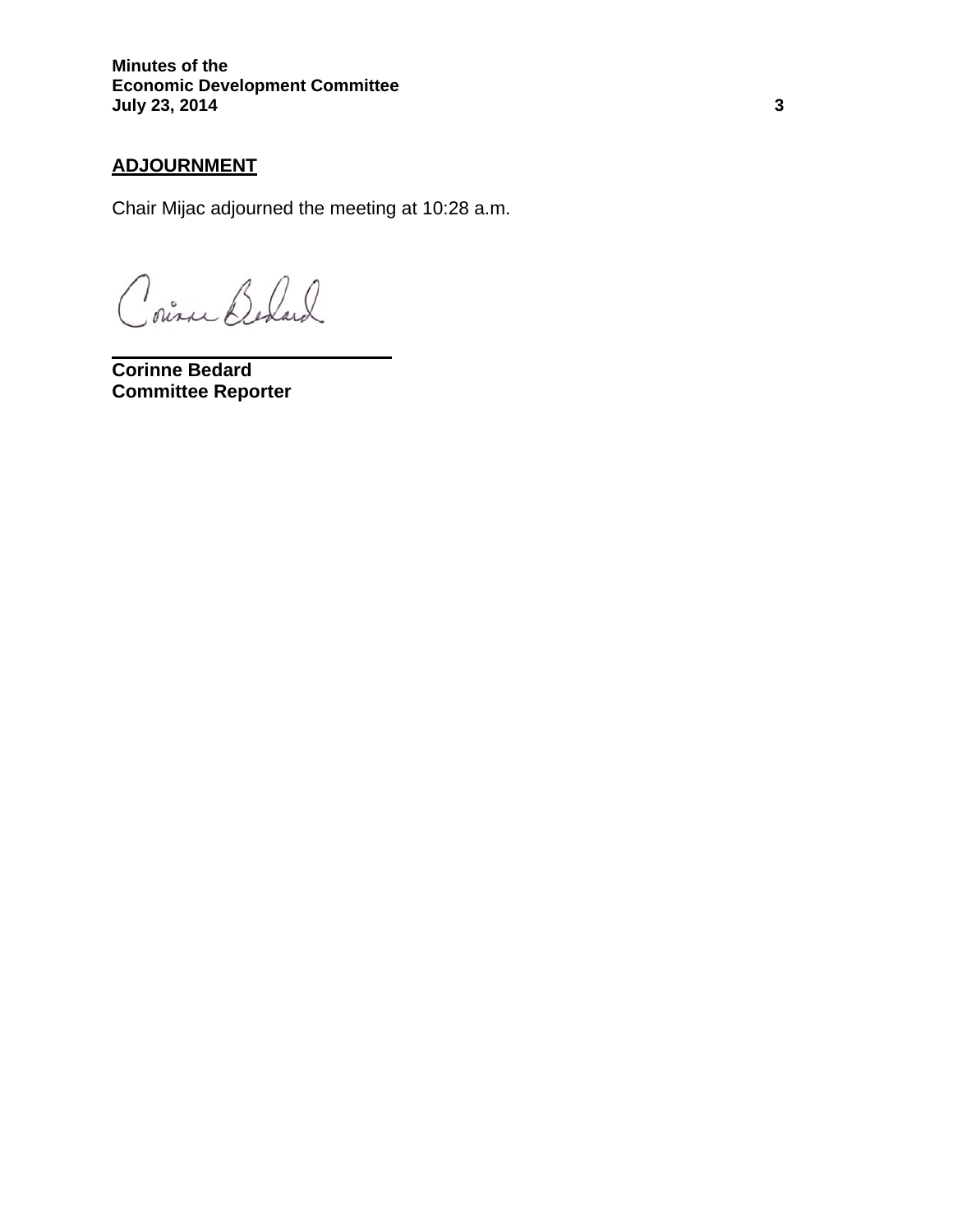## ADJOURNMENT

Chair Mijac adjourned the meeting at 10:28 a.m.

**Corinne Bedard**
**Committee Reporter**